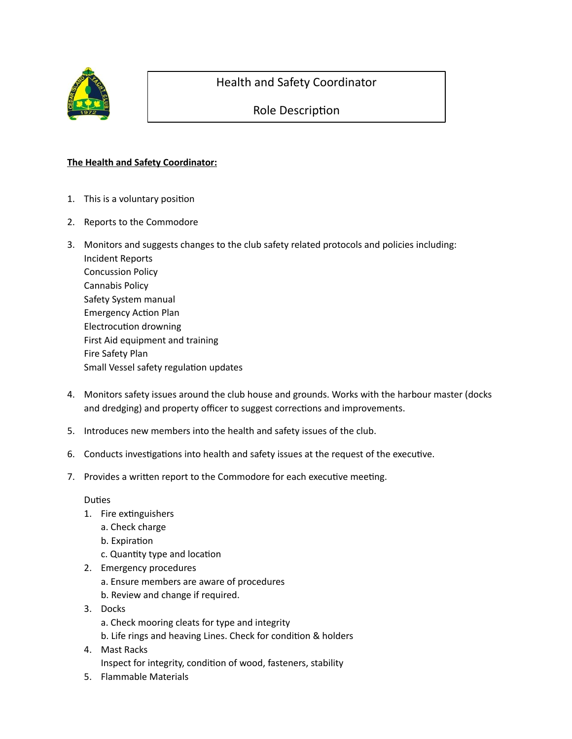# Health and Safety Coordinator

# Role Description

**<u>The Health and Safety Coordinator:</u>**

1. This is a voluntary position
2. Reports to the Commodore
3. Monitors and suggests changes to the club safety related protocols and policies including:
   Incident Reports
   Concussion Policy
   Cannabis Policy
   Safety System manual
   Emergency Action Plan
   Electrocution drowning
   First Aid equipment and training
   Fire Safety Plan
   Small Vessel safety regulation updates
4. Monitors safety issues around the club house and grounds. Works with the harbour master (docks and dredging) and property officer to suggest corrections and improvements.
5. Introduces new members into the health and safety issues of the club.
6. Conducts investigations into health and safety issues at the request of the executive.
7. Provides a written report to the Commodore for each executive meeting.

   Duties
   1. Fire extinguishers
      a. Check charge
      b. Expiration
      c. Quantity type and location
   2. Emergency procedures
      a. Ensure members are aware of procedures
      b. Review and change if required.
   3. Docks
      a. Check mooring cleats for type and integrity
      b. Life rings and heaving Lines. Check for condition & holders
   4. Mast Racks
      Inspect for integrity, condition of wood, fasteners, stability
   5. Flammable Materials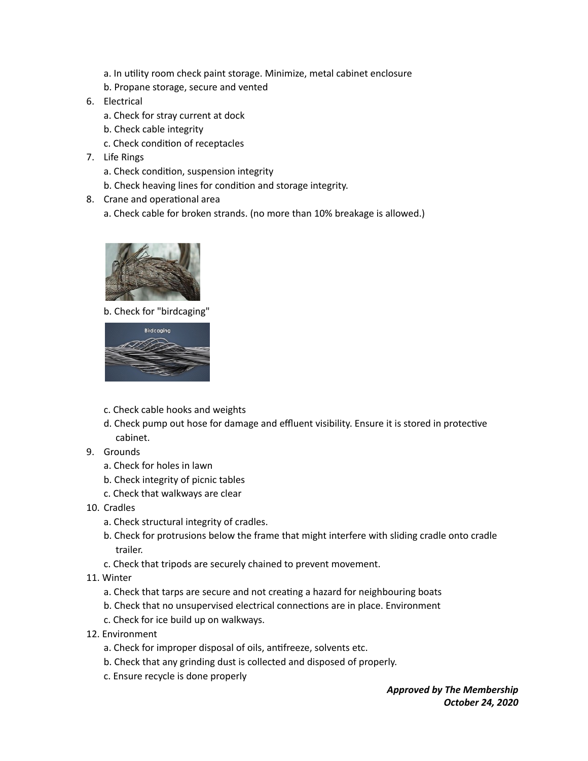a. In utility room check paint storage. Minimize, metal cabinet enclosure
   b. Propane storage, secure and vented

6. Electrical
   a. Check for stray current at dock
   b. Check cable integrity
   c. Check condition of receptacles
7. Life Rings
   a. Check condition, suspension integrity
   b. Check heaving lines for condition and storage integrity.
8. Crane and operational area
   a. Check cable for broken strands. (no more than 10% breakage is allowed.)

   b. Check for "birdcaging"

   c. Check cable hooks and weights
   d. Check pump out hose for damage and effluent visibility. Ensure it is stored in protective cabinet.
9. Grounds
   a. Check for holes in lawn
   b. Check integrity of picnic tables
   c. Check that walkways are clear
10. Cradles
    a. Check structural integrity of cradles.
    b. Check for protrusions below the frame that might interfere with sliding cradle onto cradle trailer.
    c. Check that tripods are securely chained to prevent movement.
11. Winter
    a. Check that tarps are secure and not creating a hazard for neighbouring boats
    b. Check that no unsupervised electrical connections are in place. Environment
    c. Check for ice build up on walkways.
12. Environment
    a. Check for improper disposal of oils, antifreeze, solvents etc.
    b. Check that any grinding dust is collected and disposed of properly.
    c. Ensure recycle is done properly

***Approved by The Membership***
***October 24, 2020***